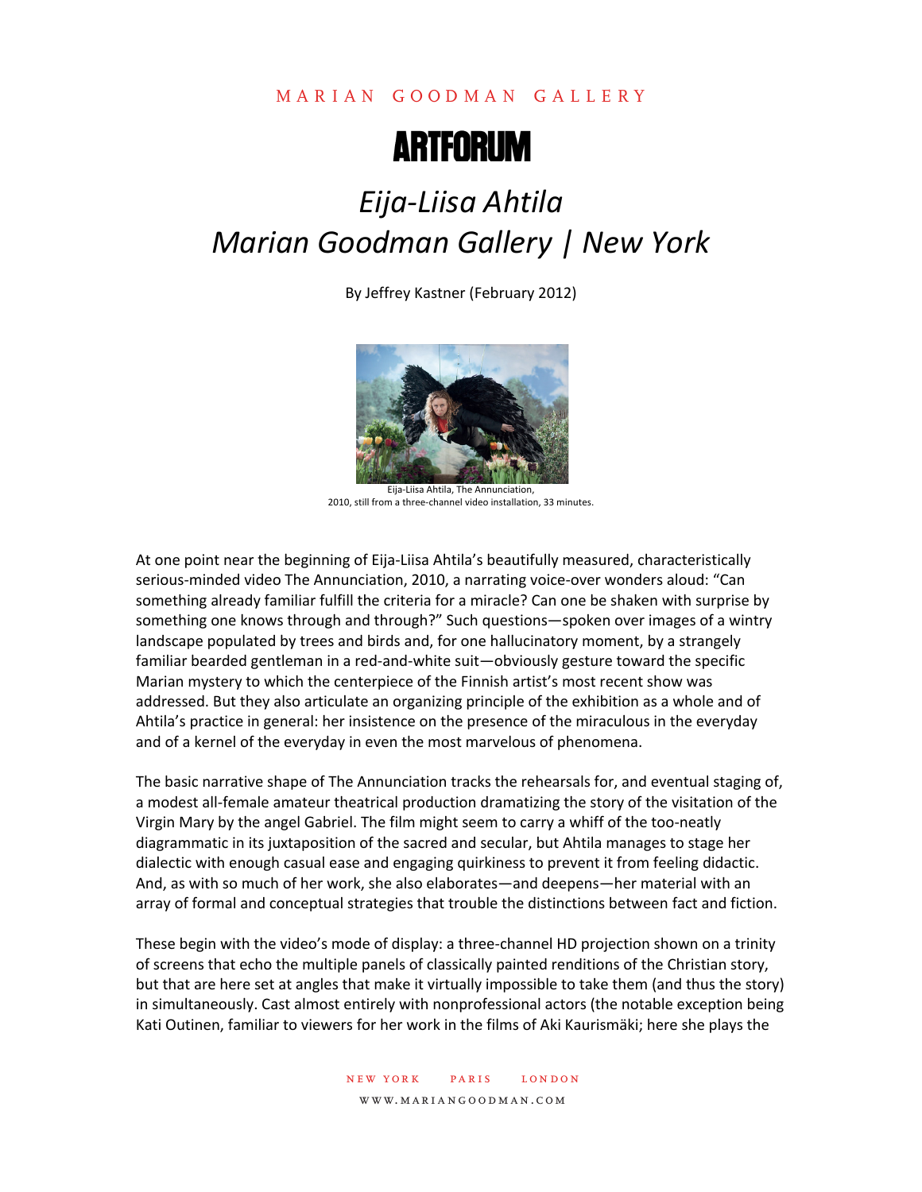MARIAN GOODMAN GALLERY

# ARTFORUM

# *Eija-Liisa Ahtila*
# *Marian Goodman Gallery | New York*

By Jeffrey Kastner (February 2012)

Eija-Liisa Ahtila, The Annunciation,
2010, still from a three-channel video installation, 33 minutes.

At one point near the beginning of Eija-Liisa Ahtila's beautifully measured, characteristically serious-minded video The Annunciation, 2010, a narrating voice-over wonders aloud: "Can something already familiar fulfill the criteria for a miracle? Can one be shaken with surprise by something one knows through and through?" Such questions—spoken over images of a wintry landscape populated by trees and birds and, for one hallucinatory moment, by a strangely familiar bearded gentleman in a red-and-white suit—obviously gesture toward the specific Marian mystery to which the centerpiece of the Finnish artist's most recent show was addressed. But they also articulate an organizing principle of the exhibition as a whole and of Ahtila's practice in general: her insistence on the presence of the miraculous in the everyday and of a kernel of the everyday in even the most marvelous of phenomena.

The basic narrative shape of The Annunciation tracks the rehearsals for, and eventual staging of, a modest all-female amateur theatrical production dramatizing the story of the visitation of the Virgin Mary by the angel Gabriel. The film might seem to carry a whiff of the too-neatly diagrammatic in its juxtaposition of the sacred and secular, but Ahtila manages to stage her dialectic with enough casual ease and engaging quirkiness to prevent it from feeling didactic. And, as with so much of her work, she also elaborates—and deepens—her material with an array of formal and conceptual strategies that trouble the distinctions between fact and fiction.

These begin with the video's mode of display: a three-channel HD projection shown on a trinity of screens that echo the multiple panels of classically painted renditions of the Christian story, but that are here set at angles that make it virtually impossible to take them (and thus the story) in simultaneously. Cast almost entirely with nonprofessional actors (the notable exception being Kati Outinen, familiar to viewers for her work in the films of Aki Kaurismäki; here she plays the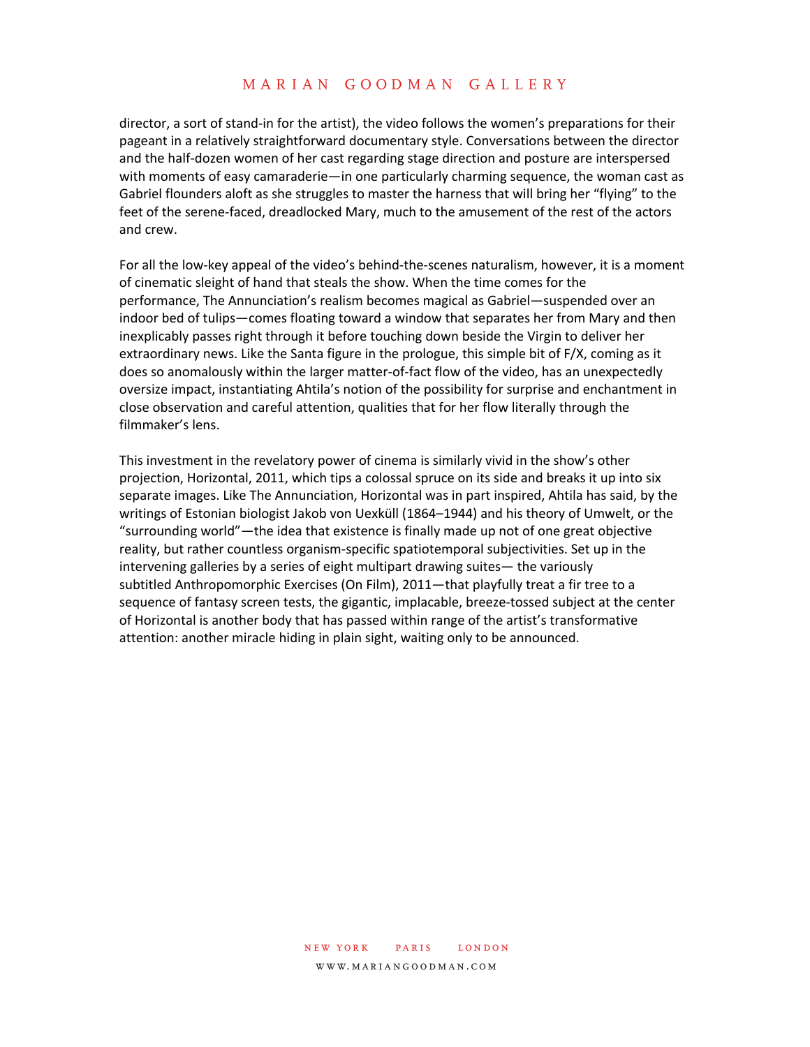director, a sort of stand-in for the artist), the video follows the women's preparations for their pageant in a relatively straightforward documentary style. Conversations between the director and the half-dozen women of her cast regarding stage direction and posture are interspersed with moments of easy camaraderie—in one particularly charming sequence, the woman cast as Gabriel flounders aloft as she struggles to master the harness that will bring her "flying" to the feet of the serene-faced, dreadlocked Mary, much to the amusement of the rest of the actors and crew.

For all the low-key appeal of the video's behind-the-scenes naturalism, however, it is a moment of cinematic sleight of hand that steals the show. When the time comes for the performance, The Annunciation's realism becomes magical as Gabriel—suspended over an indoor bed of tulips—comes floating toward a window that separates her from Mary and then inexplicably passes right through it before touching down beside the Virgin to deliver her extraordinary news. Like the Santa figure in the prologue, this simple bit of F/X, coming as it does so anomalously within the larger matter-of-fact flow of the video, has an unexpectedly oversize impact, instantiating Ahtila's notion of the possibility for surprise and enchantment in close observation and careful attention, qualities that for her flow literally through the filmmaker's lens.

This investment in the revelatory power of cinema is similarly vivid in the show's other projection, Horizontal, 2011, which tips a colossal spruce on its side and breaks it up into six separate images. Like The Annunciation, Horizontal was in part inspired, Ahtila has said, by the writings of Estonian biologist Jakob von Uexküll (1864–1944) and his theory of Umwelt, or the "surrounding world"—the idea that existence is finally made up not of one great objective reality, but rather countless organism-specific spatiotemporal subjectivities. Set up in the intervening galleries by a series of eight multipart drawing suites— the variously subtitled Anthropomorphic Exercises (On Film), 2011—that playfully treat a fir tree to a sequence of fantasy screen tests, the gigantic, implacable, breeze-tossed subject at the center of Horizontal is another body that has passed within range of the artist's transformative attention: another miracle hiding in plain sight, waiting only to be announced.